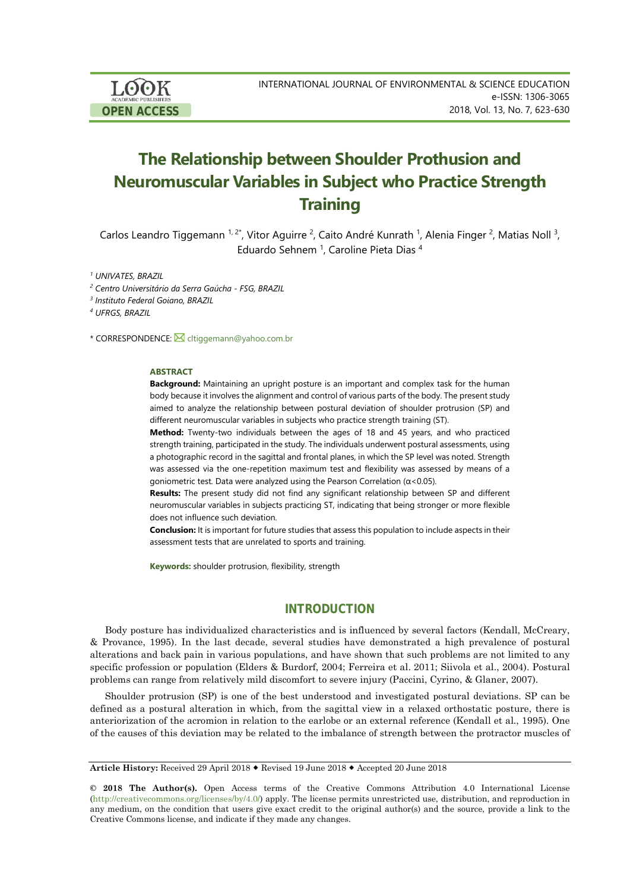# The Relationship between Shoulder Prothusion and Neuromuscular Variables in Subject who Practice Strength Training

Carlos Leandro Tiggemann [1, 2*], Vitor Aguirre [2], Caito André Kunrath [1], Alenia Finger [2], Matias Noll [3], Eduardo Sehnem [1], Caroline Pieta Dias [4]

[1] *UNIVATES, BRAZIL*

[2] *Centro Universitário da Serra Gaúcha - FSG, BRAZIL*

[3] *Instituto Federal Goiano, BRAZIL*

[4] *UFRGS, BRAZIL*

\* CORRESPONDENCE: cltiggemann@yahoo.com.br

### ABSTRACT

**Background:** Maintaining an upright posture is an important and complex task for the human body because it involves the alignment and control of various parts of the body. The present study aimed to analyze the relationship between postural deviation of shoulder protrusion (SP) and different neuromuscular variables in subjects who practice strength training (ST).

**Method:** Twenty-two individuals between the ages of 18 and 45 years, and who practiced strength training, participated in the study. The individuals underwent postural assessments, using a photographic record in the sagittal and frontal planes, in which the SP level was noted. Strength was assessed via the one-repetition maximum test and flexibility was assessed by means of a goniometric test. Data were analyzed using the Pearson Correlation ($\alpha<0.05$).

**Results:** The present study did not find any significant relationship between SP and different neuromuscular variables in subjects practicing ST, indicating that being stronger or more flexible does not influence such deviation.

**Conclusion:** It is important for future studies that assess this population to include aspects in their assessment tests that are unrelated to sports and training.

**Keywords:** shoulder protrusion, flexibility, strength

## INTRODUCTION

Body posture has individualized characteristics and is influenced by several factors (Kendall, McCreary, & Provance, 1995). In the last decade, several studies have demonstrated a high prevalence of postural alterations and back pain in various populations, and have shown that such problems are not limited to any specific profession or population (Elders & Burdorf, 2004; Ferreira et al. 2011; Siivola et al., 2004). Postural problems can range from relatively mild discomfort to severe injury (Paccini, Cyrino, & Glaner, 2007).

Shoulder protrusion (SP) is one of the best understood and investigated postural deviations. SP can be defined as a postural alteration in which, from the sagittal view in a relaxed orthostatic posture, there is anteriorization of the acromion in relation to the earlobe or an external reference (Kendall et al., 1995). One of the causes of this deviation may be related to the imbalance of strength between the protractor muscles of

**Article History:** Received 29 April 2018 ◆ Revised 19 June 2018 ◆ Accepted 20 June 2018

**© 2018 The Author(s).** Open Access terms of the Creative Commons Attribution 4.0 International License (http://creativecommons.org/licenses/by/4.0/) apply. The license permits unrestricted use, distribution, and reproduction in any medium, on the condition that users give exact credit to the original author(s) and the source, provide a link to the Creative Commons license, and indicate if they made any changes.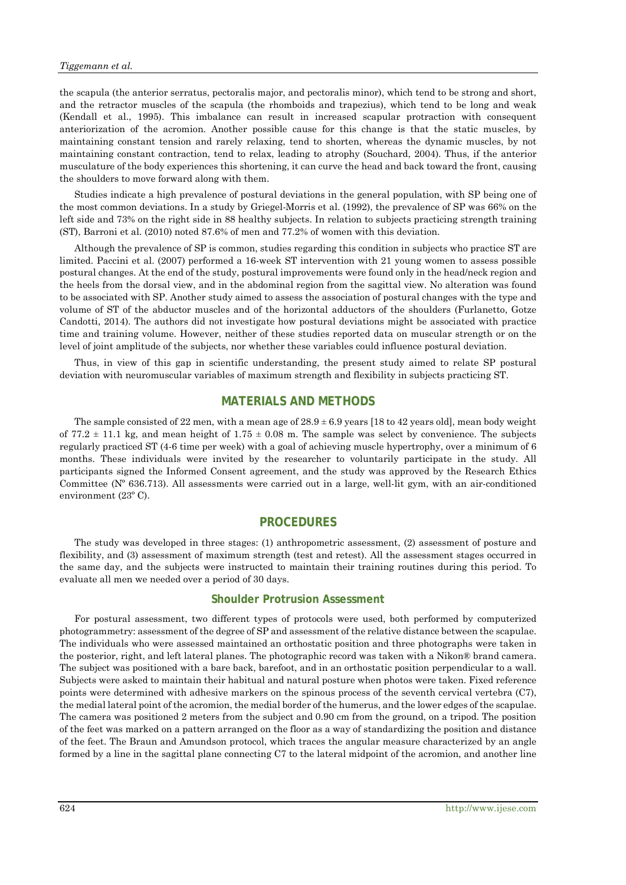the scapula (the anterior serratus, pectoralis major, and pectoralis minor), which tend to be strong and short, and the retractor muscles of the scapula (the rhomboids and trapezius), which tend to be long and weak (Kendall et al., 1995). This imbalance can result in increased scapular protraction with consequent anteriorization of the acromion. Another possible cause for this change is that the static muscles, by maintaining constant tension and rarely relaxing, tend to shorten, whereas the dynamic muscles, by not maintaining constant contraction, tend to relax, leading to atrophy (Souchard, 2004). Thus, if the anterior musculature of the body experiences this shortening, it can curve the head and back toward the front, causing the shoulders to move forward along with them.

Studies indicate a high prevalence of postural deviations in the general population, with SP being one of the most common deviations. In a study by Griegel-Morris et al. (1992), the prevalence of SP was 66% on the left side and 73% on the right side in 88 healthy subjects. In relation to subjects practicing strength training (ST), Barroni et al. (2010) noted 87.6% of men and 77.2% of women with this deviation.

Although the prevalence of SP is common, studies regarding this condition in subjects who practice ST are limited. Paccini et al. (2007) performed a 16-week ST intervention with 21 young women to assess possible postural changes. At the end of the study, postural improvements were found only in the head/neck region and the heels from the dorsal view, and in the abdominal region from the sagittal view. No alteration was found to be associated with SP. Another study aimed to assess the association of postural changes with the type and volume of ST of the abductor muscles and of the horizontal adductors of the shoulders (Furlanetto, Gotze Candotti, 2014). The authors did not investigate how postural deviations might be associated with practice time and training volume. However, neither of these studies reported data on muscular strength or on the level of joint amplitude of the subjects, nor whether these variables could influence postural deviation.

Thus, in view of this gap in scientific understanding, the present study aimed to relate SP postural deviation with neuromuscular variables of maximum strength and flexibility in subjects practicing ST.

## MATERIALS AND METHODS

The sample consisted of 22 men, with a mean age of 28.9 ± 6.9 years [18 to 42 years old], mean body weight of 77.2 ± 11.1 kg, and mean height of 1.75 ± 0.08 m. The sample was select by convenience. The subjects regularly practiced ST (4-6 time per week) with a goal of achieving muscle hypertrophy, over a minimum of 6 months. These individuals were invited by the researcher to voluntarily participate in the study. All participants signed the Informed Consent agreement, and the study was approved by the Research Ethics Committee (Nº 636.713). All assessments were carried out in a large, well-lit gym, with an air-conditioned environment (23º C).

## PROCEDURES

The study was developed in three stages: (1) anthropometric assessment, (2) assessment of posture and flexibility, and (3) assessment of maximum strength (test and retest). All the assessment stages occurred in the same day, and the subjects were instructed to maintain their training routines during this period. To evaluate all men we needed over a period of 30 days.

### Shoulder Protrusion Assessment

For postural assessment, two different types of protocols were used, both performed by computerized photogrammetry: assessment of the degree of SP and assessment of the relative distance between the scapulae. The individuals who were assessed maintained an orthostatic position and three photographs were taken in the posterior, right, and left lateral planes. The photographic record was taken with a Nikon® brand camera. The subject was positioned with a bare back, barefoot, and in an orthostatic position perpendicular to a wall. Subjects were asked to maintain their habitual and natural posture when photos were taken. Fixed reference points were determined with adhesive markers on the spinous process of the seventh cervical vertebra (C7), the medial lateral point of the acromion, the medial border of the humerus, and the lower edges of the scapulae. The camera was positioned 2 meters from the subject and 0.90 cm from the ground, on a tripod. The position of the feet was marked on a pattern arranged on the floor as a way of standardizing the position and distance of the feet. The Braun and Amundson protocol, which traces the angular measure characterized by an angle formed by a line in the sagittal plane connecting C7 to the lateral midpoint of the acromion, and another line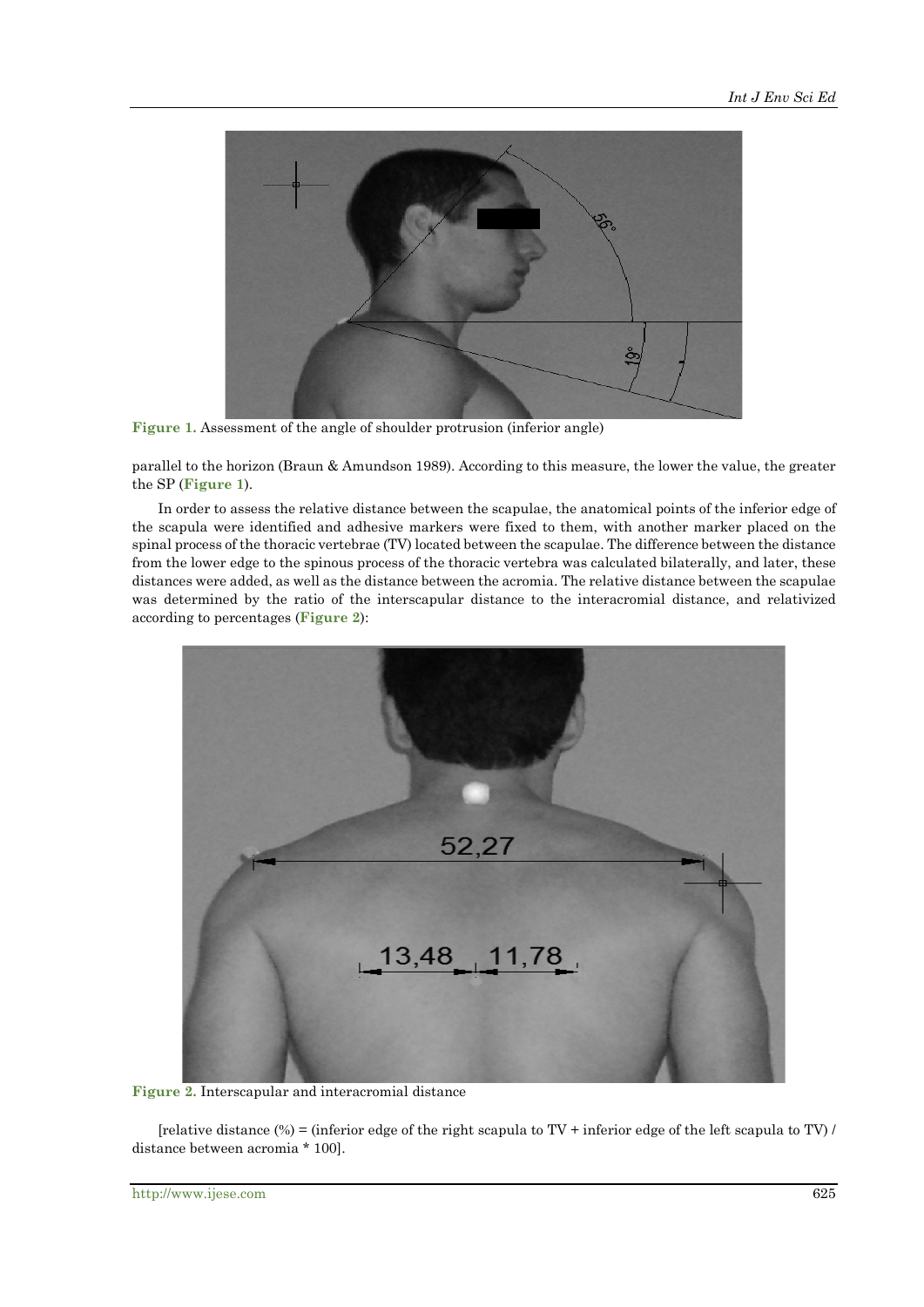Figure 1. Assessment of the angle of shoulder protrusion (inferior angle)

parallel to the horizon (Braun & Amundson 1989). According to this measure, the lower the value, the greater the SP (**Figure 1**).

In order to assess the relative distance between the scapulae, the anatomical points of the inferior edge of the scapula were identified and adhesive markers were fixed to them, with another marker placed on the spinal process of the thoracic vertebrae (TV) located between the scapulae. The difference between the distance from the lower edge to the spinous process of the thoracic vertebra was calculated bilaterally, and later, these distances were added, as well as the distance between the acromia. The relative distance between the scapulae was determined by the ratio of the interscapular distance to the interacromial distance, and relativized according to percentages (**Figure 2**):

Figure 2. Interscapular and interacromial distance

[relative distance (%) = (inferior edge of the right scapula to TV + inferior edge of the left scapula to TV) / distance between acromia * 100].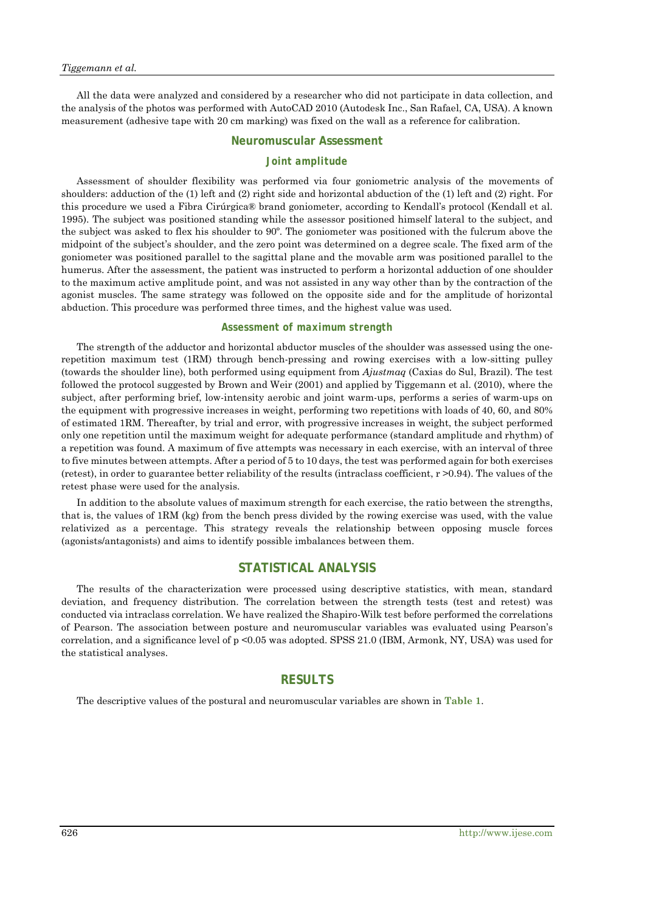All the data were analyzed and considered by a researcher who did not participate in data collection, and the analysis of the photos was performed with AutoCAD 2010 (Autodesk Inc., San Rafael, CA, USA). A known measurement (adhesive tape with 20 cm marking) was fixed on the wall as a reference for calibration.

### Neuromuscular Assessment

#### Joint amplitude

Assessment of shoulder flexibility was performed via four goniometric analysis of the movements of shoulders: adduction of the (1) left and (2) right side and horizontal abduction of the (1) left and (2) right. For this procedure we used a Fibra Cirúrgica® brand goniometer, according to Kendall's protocol (Kendall et al. 1995). The subject was positioned standing while the assessor positioned himself lateral to the subject, and the subject was asked to flex his shoulder to 90º. The goniometer was positioned with the fulcrum above the midpoint of the subject's shoulder, and the zero point was determined on a degree scale. The fixed arm of the goniometer was positioned parallel to the sagittal plane and the movable arm was positioned parallel to the humerus. After the assessment, the patient was instructed to perform a horizontal adduction of one shoulder to the maximum active amplitude point, and was not assisted in any way other than by the contraction of the agonist muscles. The same strategy was followed on the opposite side and for the amplitude of horizontal abduction. This procedure was performed three times, and the highest value was used.

#### Assessment of maximum strength

The strength of the adductor and horizontal abductor muscles of the shoulder was assessed using the one-repetition maximum test (1RM) through bench-pressing and rowing exercises with a low-sitting pulley (towards the shoulder line), both performed using equipment from *Ajustmaq* (Caxias do Sul, Brazil). The test followed the protocol suggested by Brown and Weir (2001) and applied by Tiggemann et al. (2010), where the subject, after performing brief, low-intensity aerobic and joint warm-ups, performs a series of warm-ups on the equipment with progressive increases in weight, performing two repetitions with loads of 40, 60, and 80% of estimated 1RM. Thereafter, by trial and error, with progressive increases in weight, the subject performed only one repetition until the maximum weight for adequate performance (standard amplitude and rhythm) of a repetition was found. A maximum of five attempts was necessary in each exercise, with an interval of three to five minutes between attempts. After a period of 5 to 10 days, the test was performed again for both exercises (retest), in order to guarantee better reliability of the results (intraclass coefficient, $r > 0.94$). The values of the retest phase were used for the analysis.

In addition to the absolute values of maximum strength for each exercise, the ratio between the strengths, that is, the values of 1RM (kg) from the bench press divided by the rowing exercise was used, with the value relativized as a percentage. This strategy reveals the relationship between opposing muscle forces (agonists/antagonists) and aims to identify possible imbalances between them.

## STATISTICAL ANALYSIS

The results of the characterization were processed using descriptive statistics, with mean, standard deviation, and frequency distribution. The correlation between the strength tests (test and retest) was conducted via intraclass correlation. We have realized the Shapiro-Wilk test before performed the correlations of Pearson. The association between posture and neuromuscular variables was evaluated using Pearson's correlation, and a significance level of $p < 0.05$ was adopted. SPSS 21.0 (IBM, Armonk, NY, USA) was used for the statistical analyses.

## RESULTS

The descriptive values of the postural and neuromuscular variables are shown in **Table 1**.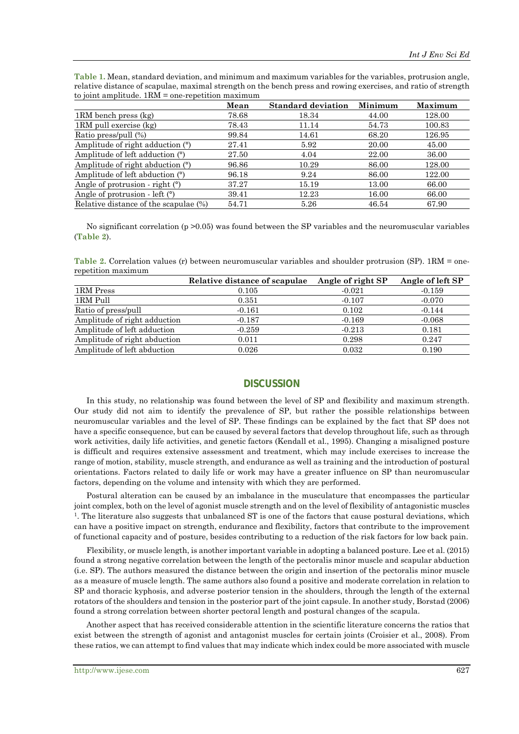**Table 1.** Mean, standard deviation, and minimum and maximum variables for the variables, protrusion angle, relative distance of scapulae, maximal strength on the bench press and rowing exercises, and ratio of strength to joint amplitude. 1RM = one-repetition maximum

| | Mean | Standard deviation | Minimum | Maximum |
|---|---|---|---|---|
| 1RM bench press (kg) | 78.68 | 18.34 | 44.00 | 128.00 |
| 1RM pull exercise (kg) | 78.43 | 11.14 | 54.73 | 100.83 |
| Ratio press/pull (%) | 99.84 | 14.61 | 68.20 | 126.95 |
| Amplitude of right adduction (°) | 27.41 | 5.92 | 20.00 | 45.00 |
| Amplitude of left adduction (°) | 27.50 | 4.04 | 22.00 | 36.00 |
| Amplitude of right abduction (°) | 96.86 | 10.29 | 86.00 | 128.00 |
| Amplitude of left abduction (°) | 96.18 | 9.24 | 86.00 | 122.00 |
| Angle of protrusion - right (°) | 37.27 | 15.19 | 13.00 | 66.00 |
| Angle of protrusion - left (°) | 39.41 | 12.23 | 16.00 | 66.00 |
| Relative distance of the scapulae (%) | 54.71 | 5.26 | 46.54 | 67.90 |

No significant correlation ($p > 0.05$) was found between the SP variables and the neuromuscular variables (**Table 2**).

**Table 2.** Correlation values (r) between neuromuscular variables and shoulder protrusion (SP). 1RM = one-repetition maximum

| | Relative distance of scapulae | Angle of right SP | Angle of left SP |
|---|---|---|---|
| 1RM Press | 0.105 | -0.021 | -0.159 |
| 1RM Pull | 0.351 | -0.107 | -0.070 |
| Ratio of press/pull | -0.161 | 0.102 | -0.144 |
| Amplitude of right adduction | -0.187 | -0.169 | -0.068 |
| Amplitude of left adduction | -0.259 | -0.213 | 0.181 |
| Amplitude of right abduction | 0.011 | 0.298 | 0.247 |
| Amplitude of left abduction | 0.026 | 0.032 | 0.190 |

## DISCUSSION

In this study, no relationship was found between the level of SP and flexibility and maximum strength. Our study did not aim to identify the prevalence of SP, but rather the possible relationships between neuromuscular variables and the level of SP. These findings can be explained by the fact that SP does not have a specific consequence, but can be caused by several factors that develop throughout life, such as through work activities, daily life activities, and genetic factors (Kendall et al., 1995). Changing a misaligned posture is difficult and requires extensive assessment and treatment, which may include exercises to increase the range of motion, stability, muscle strength, and endurance as well as training and the introduction of postural orientations. Factors related to daily life or work may have a greater influence on SP than neuromuscular factors, depending on the volume and intensity with which they are performed.

Postural alteration can be caused by an imbalance in the musculature that encompasses the particular joint complex, both on the level of agonist muscle strength and on the level of flexibility of antagonistic muscles [1]. The literature also suggests that unbalanced ST is one of the factors that cause postural deviations, which can have a positive impact on strength, endurance and flexibility, factors that contribute to the improvement of functional capacity and of posture, besides contributing to a reduction of the risk factors for low back pain.

Flexibility, or muscle length, is another important variable in adopting a balanced posture. Lee et al. (2015) found a strong negative correlation between the length of the pectoralis minor muscle and scapular abduction (i.e. SP). The authors measured the distance between the origin and insertion of the pectoralis minor muscle as a measure of muscle length. The same authors also found a positive and moderate correlation in relation to SP and thoracic kyphosis, and adverse posterior tension in the shoulders, through the length of the external rotators of the shoulders and tension in the posterior part of the joint capsule. In another study, Borstad (2006) found a strong correlation between shorter pectoral length and postural changes of the scapula.

Another aspect that has received considerable attention in the scientific literature concerns the ratios that exist between the strength of agonist and antagonist muscles for certain joints (Croisier et al., 2008). From these ratios, we can attempt to find values that may indicate which index could be more associated with muscle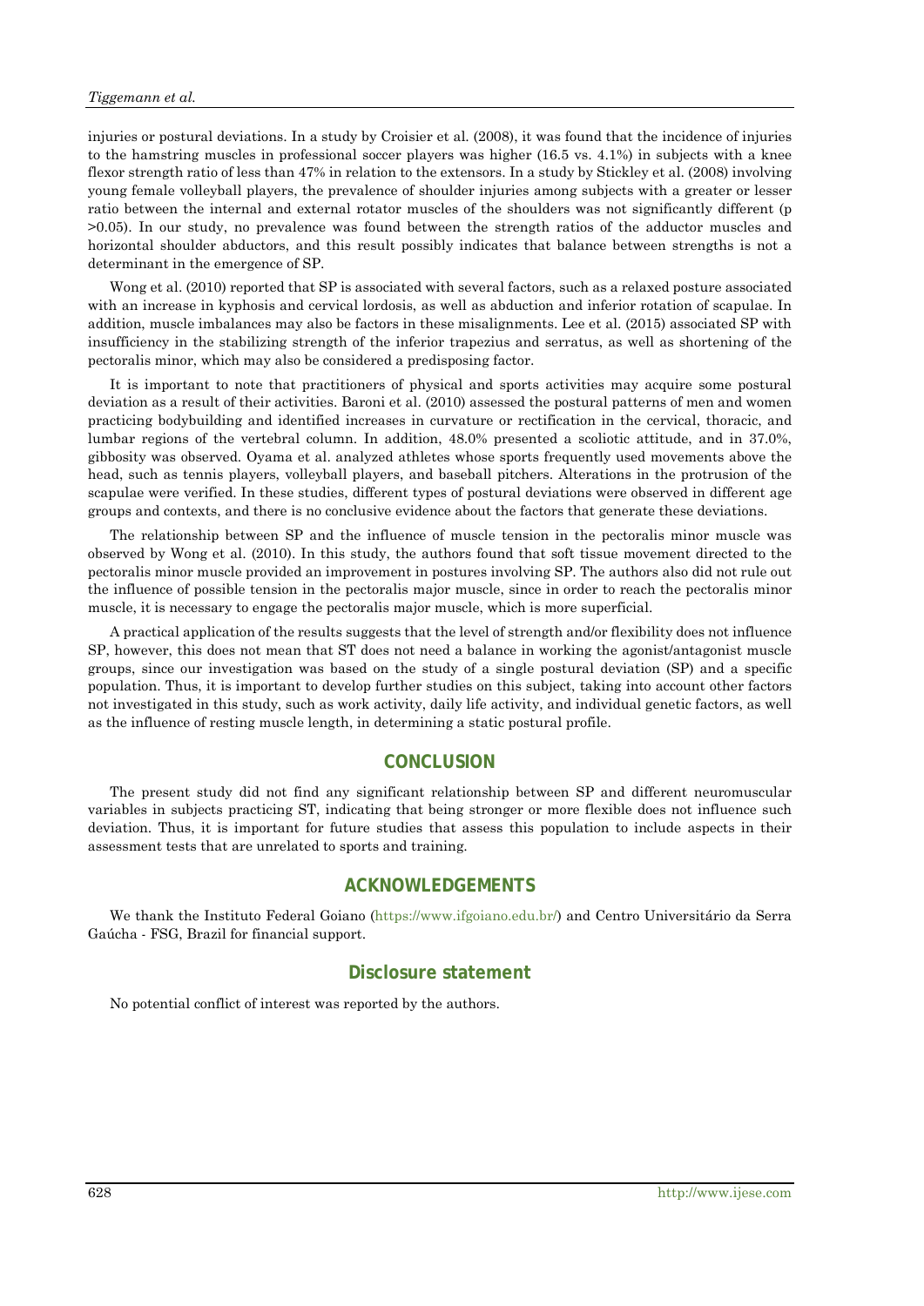injuries or postural deviations. In a study by Croisier et al. (2008), it was found that the incidence of injuries to the hamstring muscles in professional soccer players was higher (16.5 vs. 4.1%) in subjects with a knee flexor strength ratio of less than 47% in relation to the extensors. In a study by Stickley et al. (2008) involving young female volleyball players, the prevalence of shoulder injuries among subjects with a greater or lesser ratio between the internal and external rotator muscles of the shoulders was not significantly different ($p > 0.05$). In our study, no prevalence was found between the strength ratios of the adductor muscles and horizontal shoulder abductors, and this result possibly indicates that balance between strengths is not a determinant in the emergence of SP.

Wong et al. (2010) reported that SP is associated with several factors, such as a relaxed posture associated with an increase in kyphosis and cervical lordosis, as well as abduction and inferior rotation of scapulae. In addition, muscle imbalances may also be factors in these misalignments. Lee et al. (2015) associated SP with insufficiency in the stabilizing strength of the inferior trapezius and serratus, as well as shortening of the pectoralis minor, which may also be considered a predisposing factor.

It is important to note that practitioners of physical and sports activities may acquire some postural deviation as a result of their activities. Baroni et al. (2010) assessed the postural patterns of men and women practicing bodybuilding and identified increases in curvature or rectification in the cervical, thoracic, and lumbar regions of the vertebral column. In addition, 48.0% presented a scoliotic attitude, and in 37.0%, gibbosity was observed. Oyama et al. analyzed athletes whose sports frequently used movements above the head, such as tennis players, volleyball players, and baseball pitchers. Alterations in the protrusion of the scapulae were verified. In these studies, different types of postural deviations were observed in different age groups and contexts, and there is no conclusive evidence about the factors that generate these deviations.

The relationship between SP and the influence of muscle tension in the pectoralis minor muscle was observed by Wong et al. (2010). In this study, the authors found that soft tissue movement directed to the pectoralis minor muscle provided an improvement in postures involving SP. The authors also did not rule out the influence of possible tension in the pectoralis major muscle, since in order to reach the pectoralis minor muscle, it is necessary to engage the pectoralis major muscle, which is more superficial.

A practical application of the results suggests that the level of strength and/or flexibility does not influence SP, however, this does not mean that ST does not need a balance in working the agonist/antagonist muscle groups, since our investigation was based on the study of a single postural deviation (SP) and a specific population. Thus, it is important to develop further studies on this subject, taking into account other factors not investigated in this study, such as work activity, daily life activity, and individual genetic factors, as well as the influence of resting muscle length, in determining a static postural profile.

## CONCLUSION

The present study did not find any significant relationship between SP and different neuromuscular variables in subjects practicing ST, indicating that being stronger or more flexible does not influence such deviation. Thus, it is important for future studies that assess this population to include aspects in their assessment tests that are unrelated to sports and training.

## ACKNOWLEDGEMENTS

We thank the Instituto Federal Goiano (https://www.ifgoiano.edu.br/) and Centro Universitário da Serra Gaúcha - FSG, Brazil for financial support.

## Disclosure statement

No potential conflict of interest was reported by the authors.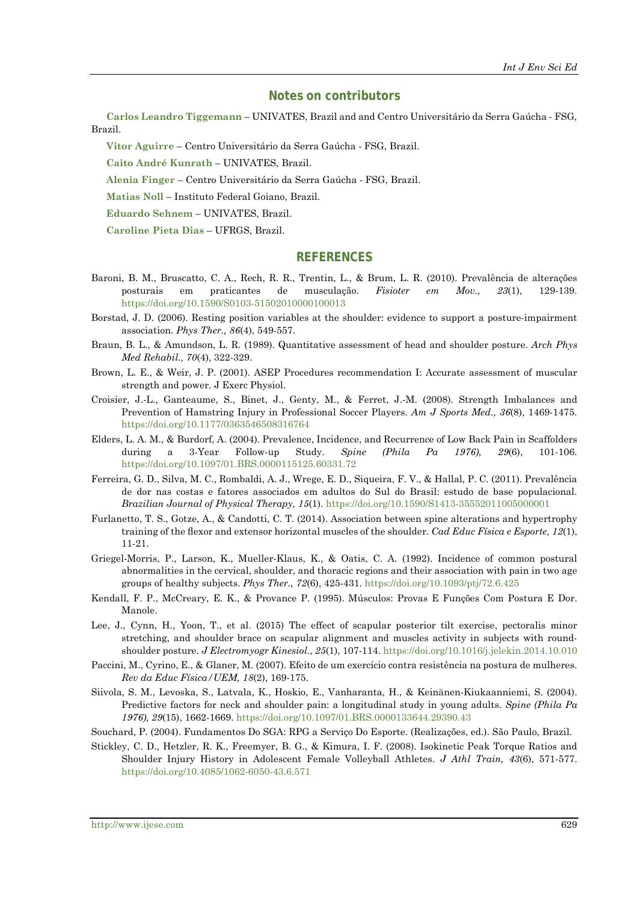## Notes on contributors

**Carlos Leandro Tiggemann** – UNIVATES, Brazil and and Centro Universitário da Serra Gaúcha - FSG, Brazil.

**Vitor Aguirre** – Centro Universitário da Serra Gaúcha - FSG, Brazil.

**Caito André Kunrath** – UNIVATES, Brazil.

**Alenia Finger** – Centro Universitário da Serra Gaúcha - FSG, Brazil.

**Matias Noll** – Instituto Federal Goiano, Brazil.

**Eduardo Sehnem** – UNIVATES, Brazil.

**Caroline Pieta Dias** – UFRGS, Brazil.

## REFERENCES

Baroni, B. M., Bruscatto, C. A., Rech, R. R., Trentin, L., & Brum, L. R. (2010). Prevalência de alterações posturais em praticantes de musculação. *Fisioter em Mov., 23*(1), 129-139. https://doi.org/10.1590/S0103-51502010000100013

Borstad, J. D. (2006). Resting position variables at the shoulder: evidence to support a posture-impairment association. *Phys Ther., 86*(4), 549-557.

Braun, B. L., & Amundson, L. R. (1989). Quantitative assessment of head and shoulder posture. *Arch Phys Med Rehabil., 70*(4), 322-329.

Brown, L. E., & Weir, J. P. (2001). ASEP Procedures recommendation I: Accurate assessment of muscular strength and power. J Exerc Physiol.

Croisier, J.-L., Ganteaume, S., Binet, J., Genty, M., & Ferret, J.-M. (2008). Strength Imbalances and Prevention of Hamstring Injury in Professional Soccer Players. *Am J Sports Med., 36*(8), 1469-1475. https://doi.org/10.1177/0363546508316764

Elders, L. A. M., & Burdorf, A. (2004). Prevalence, Incidence, and Recurrence of Low Back Pain in Scaffolders during a 3-Year Follow-up Study. *Spine (Phila Pa 1976), 29*(6), 101-106. https://doi.org/10.1097/01.BRS.0000115125.60331.72

Ferreira, G. D., Silva, M. C., Rombaldi, A. J., Wrege, E. D., Siqueira, F. V., & Hallal, P. C. (2011). Prevalência de dor nas costas e fatores associados em adultos do Sul do Brasil: estudo de base populacional. *Brazilian Journal of Physical Therapy, 15*(1). https://doi.org/10.1590/S1413-35552011005000001

Furlanetto, T. S., Gotze, A., & Candotti, C. T. (2014). Association between spine alterations and hypertrophy training of the flexor and extensor horizontal muscles of the shoulder. *Cad Educ Física e Esporte, 12*(1), 11-21.

Griegel-Morris, P., Larson, K., Mueller-Klaus, K., & Oatis, C. A. (1992). Incidence of common postural abnormalities in the cervical, shoulder, and thoracic regions and their association with pain in two age groups of healthy subjects. *Phys Ther., 72*(6), 425-431. https://doi.org/10.1093/ptj/72.6.425

Kendall, F. P., McCreary, E. K., & Provance P. (1995). Músculos: Provas E Funções Com Postura E Dor. Manole.

Lee, J., Cynn, H., Yoon, T., et al. (2015) The effect of scapular posterior tilt exercise, pectoralis minor stretching, and shoulder brace on scapular alignment and muscles activity in subjects with round-shoulder posture. *J Electromyogr Kinesiol., 25*(1), 107-114. https://doi.org/10.1016/j.jelekin.2014.10.010

Paccini, M., Cyrino, E., & Glaner, M. (2007). Efeito de um exercício contra resistência na postura de mulheres. *Rev da Educ Física/UEM, 18*(2), 169-175.

Siivola, S. M., Levoska, S., Latvala, K., Hoskio, E., Vanharanta, H., & Keinänen-Kiukaanniemi, S. (2004). Predictive factors for neck and shoulder pain: a longitudinal study in young adults. *Spine (Phila Pa 1976), 29*(15), 1662-1669. https://doi.org/10.1097/01.BRS.0000133644.29390.43

Souchard, P. (2004). Fundamentos Do SGA: RPG a Serviço Do Esporte. (Realizações, ed.). São Paulo, Brazil.

Stickley, C. D., Hetzler, R. K., Freemyer, B. G., & Kimura, I. F. (2008). Isokinetic Peak Torque Ratios and Shoulder Injury History in Adolescent Female Volleyball Athletes. *J Athl Train, 43*(6), 571-577. https://doi.org/10.4085/1062-6050-43.6.571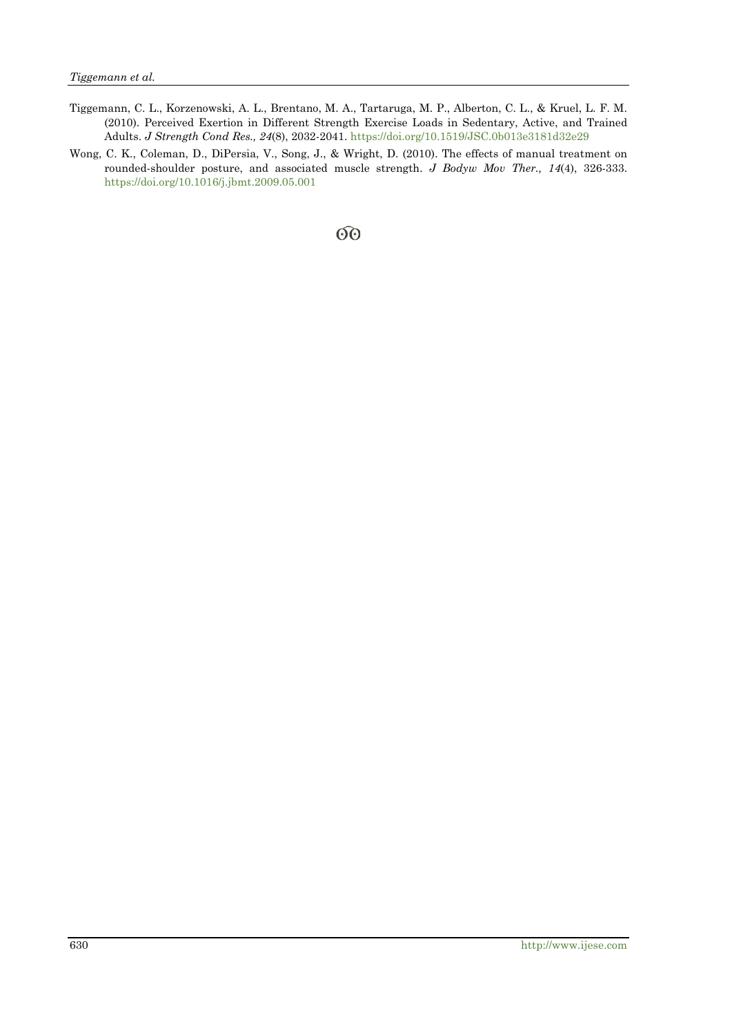Tiggemann, C. L., Korzenowski, A. L., Brentano, M. A., Tartaruga, M. P., Alberton, C. L., & Kruel, L. F. M. (2010). Perceived Exertion in Different Strength Exercise Loads in Sedentary, Active, and Trained Adults. *J Strength Cond Res., 24*(8), 2032-2041. https://doi.org/10.1519/JSC.0b013e3181d32e29

Wong, C. K., Coleman, D., DiPersia, V., Song, J., & Wright, D. (2010). The effects of manual treatment on rounded-shoulder posture, and associated muscle strength. *J Bodyw Mov Ther., 14*(4), 326-333. https://doi.org/10.1016/j.jbmt.2009.05.001